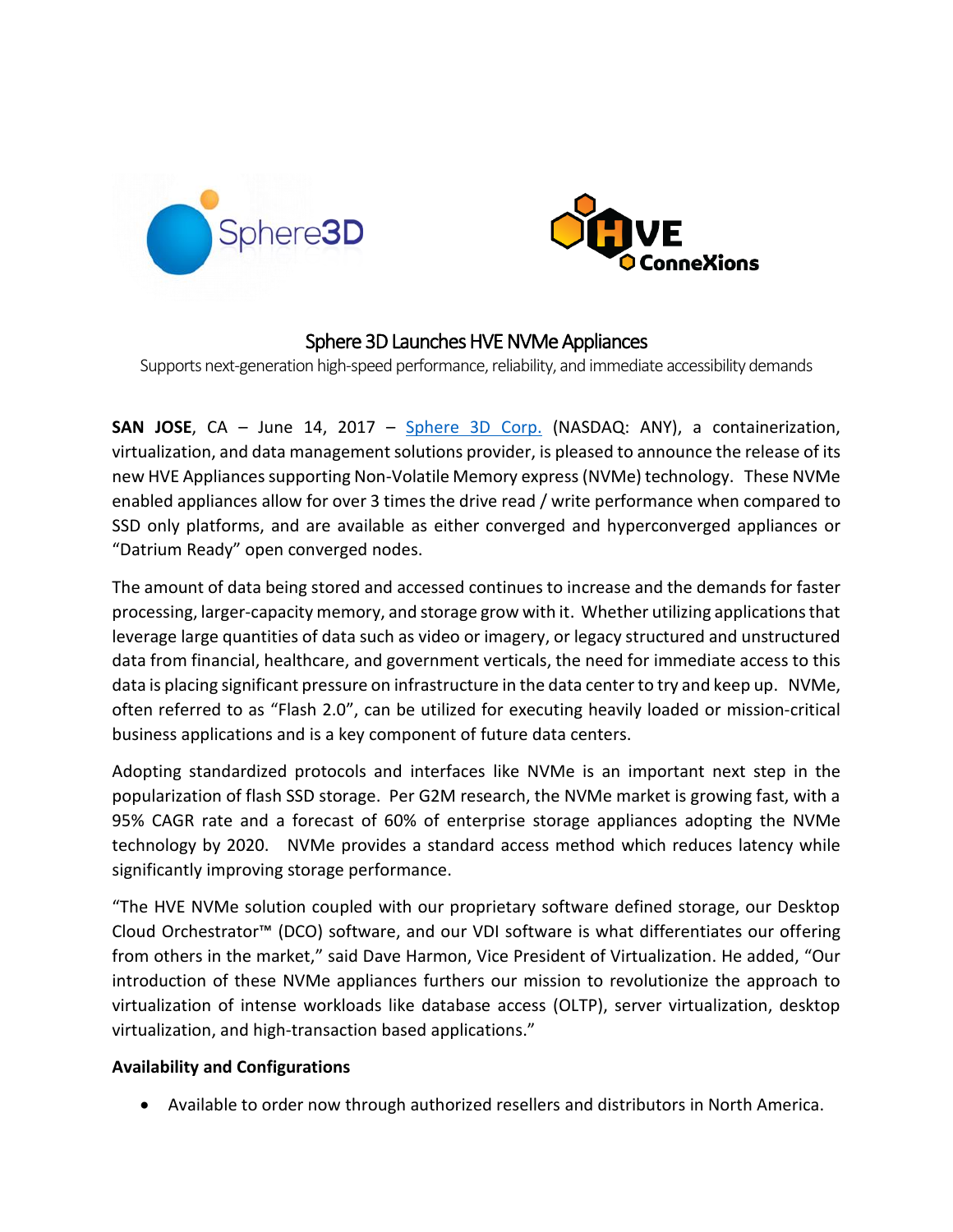# Sphere 3D Launches HVE NVMe Appliances

Supports next-generation high-speed performance, reliability, and immediate accessibility demands

**SAN JOSE**, CA – June 14, 2017 – [Sphere 3D Corp.](Sphere 3D Corp.) (NASDAQ: ANY), a containerization, virtualization, and data management solutions provider, is pleased to announce the release of its new HVE Appliances supporting Non-Volatile Memory express (NVMe) technology. These NVMe enabled appliances allow for over 3 times the drive read / write performance when compared to SSD only platforms, and are available as either converged and hyperconverged appliances or "Datrium Ready" open converged nodes.

The amount of data being stored and accessed continues to increase and the demands for faster processing, larger-capacity memory, and storage grow with it. Whether utilizing applications that leverage large quantities of data such as video or imagery, or legacy structured and unstructured data from financial, healthcare, and government verticals, the need for immediate access to this data is placing significant pressure on infrastructure in the data center to try and keep up. NVMe, often referred to as "Flash 2.0", can be utilized for executing heavily loaded or mission-critical business applications and is a key component of future data centers.

Adopting standardized protocols and interfaces like NVMe is an important next step in the popularization of flash SSD storage. Per G2M research, the NVMe market is growing fast, with a 95% CAGR rate and a forecast of 60% of enterprise storage appliances adopting the NVMe technology by 2020. NVMe provides a standard access method which reduces latency while significantly improving storage performance.

"The HVE NVMe solution coupled with our proprietary software defined storage, our Desktop Cloud Orchestrator™ (DCO) software, and our VDI software is what differentiates our offering from others in the market," said Dave Harmon, Vice President of Virtualization. He added, "Our introduction of these NVMe appliances furthers our mission to revolutionize the approach to virtualization of intense workloads like database access (OLTP), server virtualization, desktop virtualization, and high-transaction based applications."

**Availability and Configurations**

- Available to order now through authorized resellers and distributors in North America.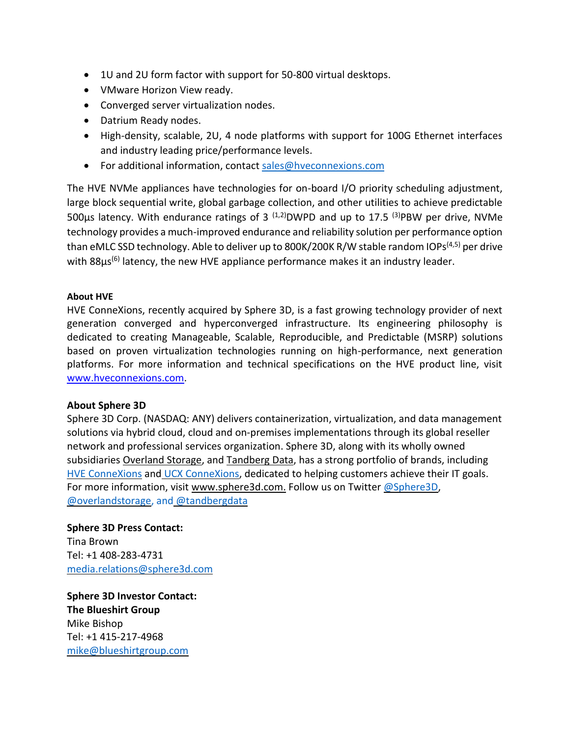- 1U and 2U form factor with support for 50-800 virtual desktops.
- VMware Horizon View ready.
- Converged server virtualization nodes.
- Datrium Ready nodes.
- High-density, scalable, 2U, 4 node platforms with support for 100G Ethernet interfaces and industry leading price/performance levels.
- For additional information, contact sales@hveconnexions.com

The HVE NVMe appliances have technologies for on-board I/O priority scheduling adjustment, large block sequential write, global garbage collection, and other utilities to achieve predictable 500µs latency. With endurance ratings of 3 [1,2]DWPD and up to 17.5 [3]PBW per drive, NVMe technology provides a much-improved endurance and reliability solution per performance option than eMLC SSD technology. Able to deliver up to 800K/200K R/W stable random IOPs[4,5] per drive with 88µs[6] latency, the new HVE appliance performance makes it an industry leader.

**About HVE**
HVE ConneXions, recently acquired by Sphere 3D, is a fast growing technology provider of next generation converged and hyperconverged infrastructure. Its engineering philosophy is dedicated to creating Manageable, Scalable, Reproducible, and Predictable (MSRP) solutions based on proven virtualization technologies running on high-performance, next generation platforms. For more information and technical specifications on the HVE product line, visit www.hveconnexions.com.

**About Sphere 3D**
Sphere 3D Corp. (NASDAQ: ANY) delivers containerization, virtualization, and data management solutions via hybrid cloud, cloud and on-premises implementations through its global reseller network and professional services organization. Sphere 3D, along with its wholly owned subsidiaries Overland Storage, and Tandberg Data, has a strong portfolio of brands, including HVE ConneXions and UCX ConneXions, dedicated to helping customers achieve their IT goals. For more information, visit www.sphere3d.com. Follow us on Twitter @Sphere3D, @overlandstorage, and @tandbergdata

**Sphere 3D Press Contact:**
Tina Brown
Tel: +1 408-283-4731
media.relations@sphere3d.com

**Sphere 3D Investor Contact:**
**The Blueshirt Group**
Mike Bishop
Tel: +1 415-217-4968
mike@blueshirtgroup.com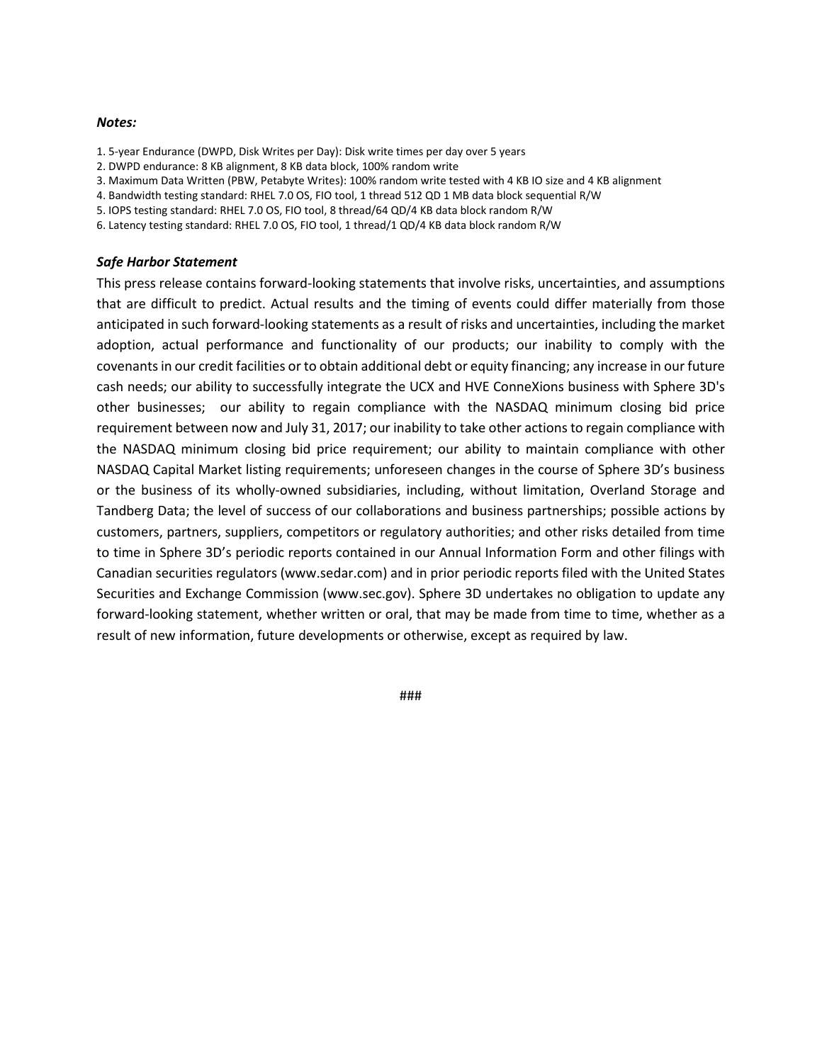***Notes:***

1. 5-year Endurance (DWPD, Disk Writes per Day): Disk write times per day over 5 years
2. DWPD endurance: 8 KB alignment, 8 KB data block, 100% random write
3. Maximum Data Written (PBW, Petabyte Writes): 100% random write tested with 4 KB IO size and 4 KB alignment
4. Bandwidth testing standard: RHEL 7.0 OS, FIO tool, 1 thread 512 QD 1 MB data block sequential R/W
5. IOPS testing standard: RHEL 7.0 OS, FIO tool, 8 thread/64 QD/4 KB data block random R/W
6. Latency testing standard: RHEL 7.0 OS, FIO tool, 1 thread/1 QD/4 KB data block random R/W

***Safe Harbor Statement***

This press release contains forward-looking statements that involve risks, uncertainties, and assumptions that are difficult to predict. Actual results and the timing of events could differ materially from those anticipated in such forward-looking statements as a result of risks and uncertainties, including the market adoption, actual performance and functionality of our products; our inability to comply with the covenants in our credit facilities or to obtain additional debt or equity financing; any increase in our future cash needs; our ability to successfully integrate the UCX and HVE ConneXions business with Sphere 3D's other businesses; our ability to regain compliance with the NASDAQ minimum closing bid price requirement between now and July 31, 2017; our inability to take other actions to regain compliance with the NASDAQ minimum closing bid price requirement; our ability to maintain compliance with other NASDAQ Capital Market listing requirements; unforeseen changes in the course of Sphere 3D's business or the business of its wholly-owned subsidiaries, including, without limitation, Overland Storage and Tandberg Data; the level of success of our collaborations and business partnerships; possible actions by customers, partners, suppliers, competitors or regulatory authorities; and other risks detailed from time to time in Sphere 3D's periodic reports contained in our Annual Information Form and other filings with Canadian securities regulators (www.sedar.com) and in prior periodic reports filed with the United States Securities and Exchange Commission (www.sec.gov). Sphere 3D undertakes no obligation to update any forward-looking statement, whether written or oral, that may be made from time to time, whether as a result of new information, future developments or otherwise, except as required by law.

###